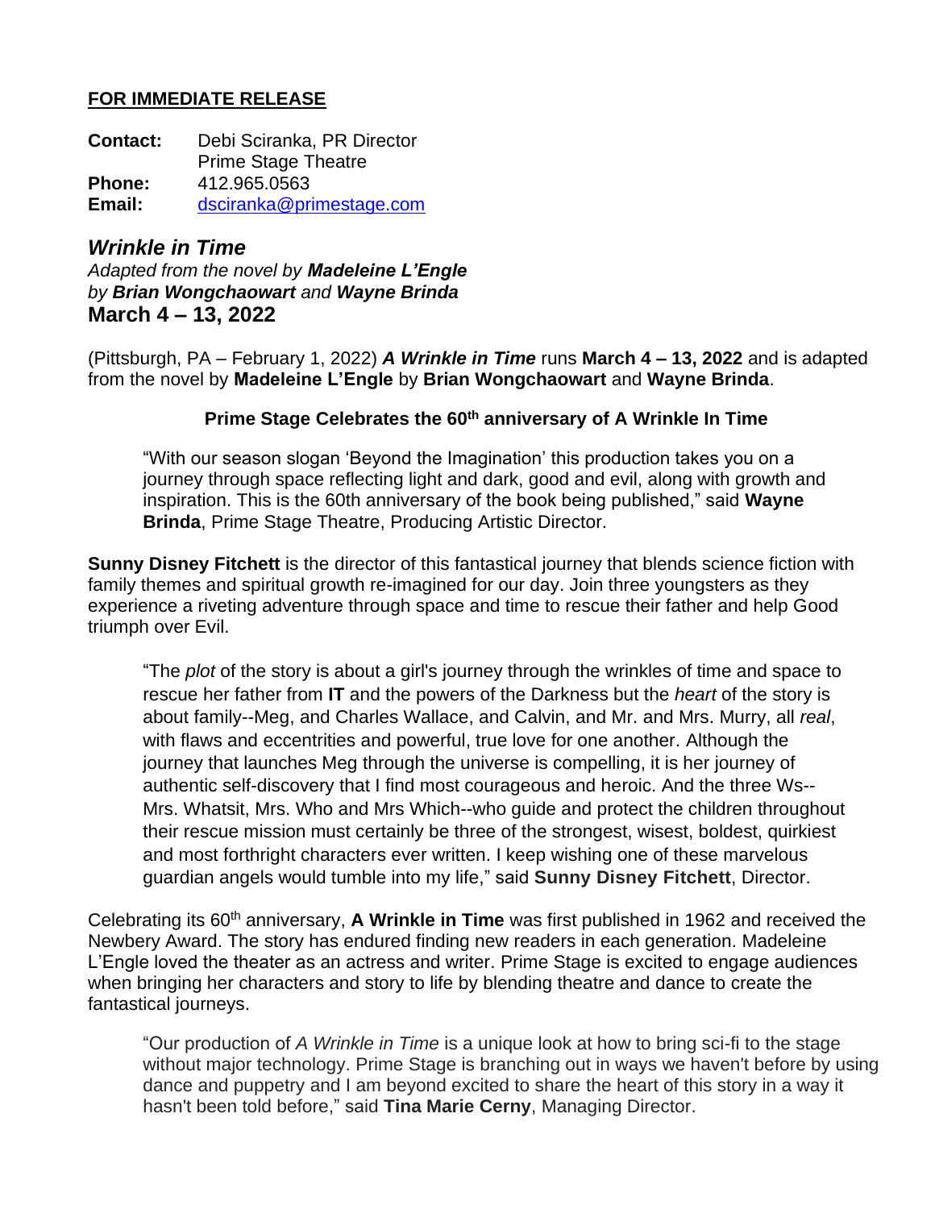**FOR IMMEDIATE RELEASE**

**Contact:** Debi Sciranka, PR Director
Prime Stage Theatre
**Phone:** 412.965.0563
**Email:** dsciranka@primestage.com

## *Wrinkle in Time*

*Adapted from the novel by* ***Madeleine L'Engle***
*by* ***Brian Wongchaowart*** *and* ***Wayne Brinda***
**March 4 – 13, 2022**

(Pittsburgh, PA – February 1, 2022) ***A Wrinkle in Time*** runs **March 4 – 13, 2022** and is adapted from the novel by **Madeleine L'Engle** by **Brian Wongchaowart** and **Wayne Brinda**.

**Prime Stage Celebrates the 60th anniversary of A Wrinkle In Time**

> "With our season slogan 'Beyond the Imagination' this production takes you on a journey through space reflecting light and dark, good and evil, along with growth and inspiration. This is the 60th anniversary of the book being published," said **Wayne Brinda**, Prime Stage Theatre, Producing Artistic Director.

**Sunny Disney Fitchett** is the director of this fantastical journey that blends science fiction with family themes and spiritual growth re-imagined for our day. Join three youngsters as they experience a riveting adventure through space and time to rescue their father and help Good triumph over Evil.

> "The *plot* of the story is about a girl's journey through the wrinkles of time and space to rescue her father from **IT** and the powers of the Darkness but the *heart* of the story is about family--Meg, and Charles Wallace, and Calvin, and Mr. and Mrs. Murry, all *real*, with flaws and eccentrities and powerful, true love for one another. Although the journey that launches Meg through the universe is compelling, it is her journey of authentic self-discovery that I find most courageous and heroic. And the three Ws--Mrs. Whatsit, Mrs. Who and Mrs Which--who guide and protect the children throughout their rescue mission must certainly be three of the strongest, wisest, boldest, quirkiest and most forthright characters ever written. I keep wishing one of these marvelous guardian angels would tumble into my life," said **Sunny Disney Fitchett**, Director.

Celebrating its 60th anniversary, **A Wrinkle in Time** was first published in 1962 and received the Newbery Award. The story has endured finding new readers in each generation. Madeleine L'Engle loved the theater as an actress and writer. Prime Stage is excited to engage audiences when bringing her characters and story to life by blending theatre and dance to create the fantastical journeys.

> "Our production of *A Wrinkle in Time* is a unique look at how to bring sci-fi to the stage without major technology. Prime Stage is branching out in ways we haven't before by using dance and puppetry and I am beyond excited to share the heart of this story in a way it hasn't been told before," said **Tina Marie Cerny**, Managing Director.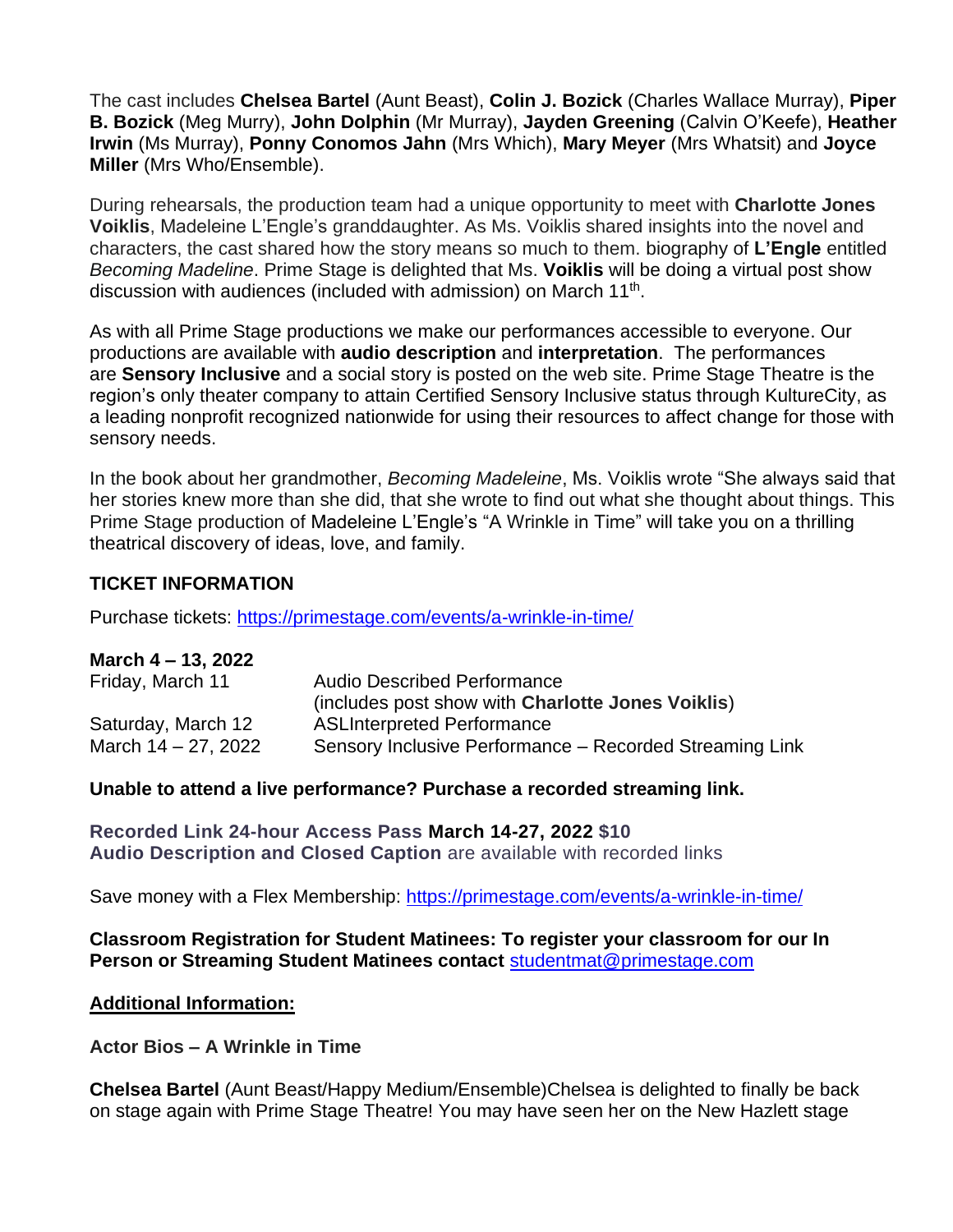The cast includes **Chelsea Bartel** (Aunt Beast), **Colin J. Bozick** (Charles Wallace Murray), **Piper B. Bozick** (Meg Murry), **John Dolphin** (Mr Murray), **Jayden Greening** (Calvin O'Keefe), **Heather Irwin** (Ms Murray), **Ponny Conomos Jahn** (Mrs Which), **Mary Meyer** (Mrs Whatsit) and **Joyce Miller** (Mrs Who/Ensemble).

During rehearsals, the production team had a unique opportunity to meet with **Charlotte Jones Voiklis**, Madeleine L'Engle's granddaughter. As Ms. Voiklis shared insights into the novel and characters, the cast shared how the story means so much to them. biography of **L'Engle** entitled *Becoming Madeline*. Prime Stage is delighted that Ms. **Voiklis** will be doing a virtual post show discussion with audiences (included with admission) on March 11th.

As with all Prime Stage productions we make our performances accessible to everyone. Our productions are available with **audio description** and **interpretation**. The performances are **Sensory Inclusive** and a social story is posted on the web site. Prime Stage Theatre is the region's only theater company to attain Certified Sensory Inclusive status through KultureCity, as a leading nonprofit recognized nationwide for using their resources to affect change for those with sensory needs.

In the book about her grandmother, *Becoming Madeleine*, Ms. Voiklis wrote "She always said that her stories knew more than she did, that she wrote to find out what she thought about things. This Prime Stage production of Madeleine L'Engle's "A Wrinkle in Time" will take you on a thrilling theatrical discovery of ideas, love, and family.

**TICKET INFORMATION**

Purchase tickets: https://primestage.com/events/a-wrinkle-in-time/

**March 4 – 13, 2022**

| | |
|---|---|
| Friday, March 11 | Audio Described Performance (includes post show with **Charlotte Jones Voiklis**) |
| Saturday, March 12 | ASLInterpreted Performance |
| March 14 – 27, 2022 | Sensory Inclusive Performance – Recorded Streaming Link |

**Unable to attend a live performance? Purchase a recorded streaming link.**

**Recorded Link 24-hour Access Pass March 14-27, 2022 $10**
**Audio Description and Closed Caption** are available with recorded links

Save money with a Flex Membership: https://primestage.com/events/a-wrinkle-in-time/

**Classroom Registration for Student Matinees: To register your classroom for our In Person or Streaming Student Matinees contact** studentmat@primestage.com

**Additional Information:**

**Actor Bios – A Wrinkle in Time**

**Chelsea Bartel** (Aunt Beast/Happy Medium/Ensemble)Chelsea is delighted to finally be back on stage again with Prime Stage Theatre! You may have seen her on the New Hazlett stage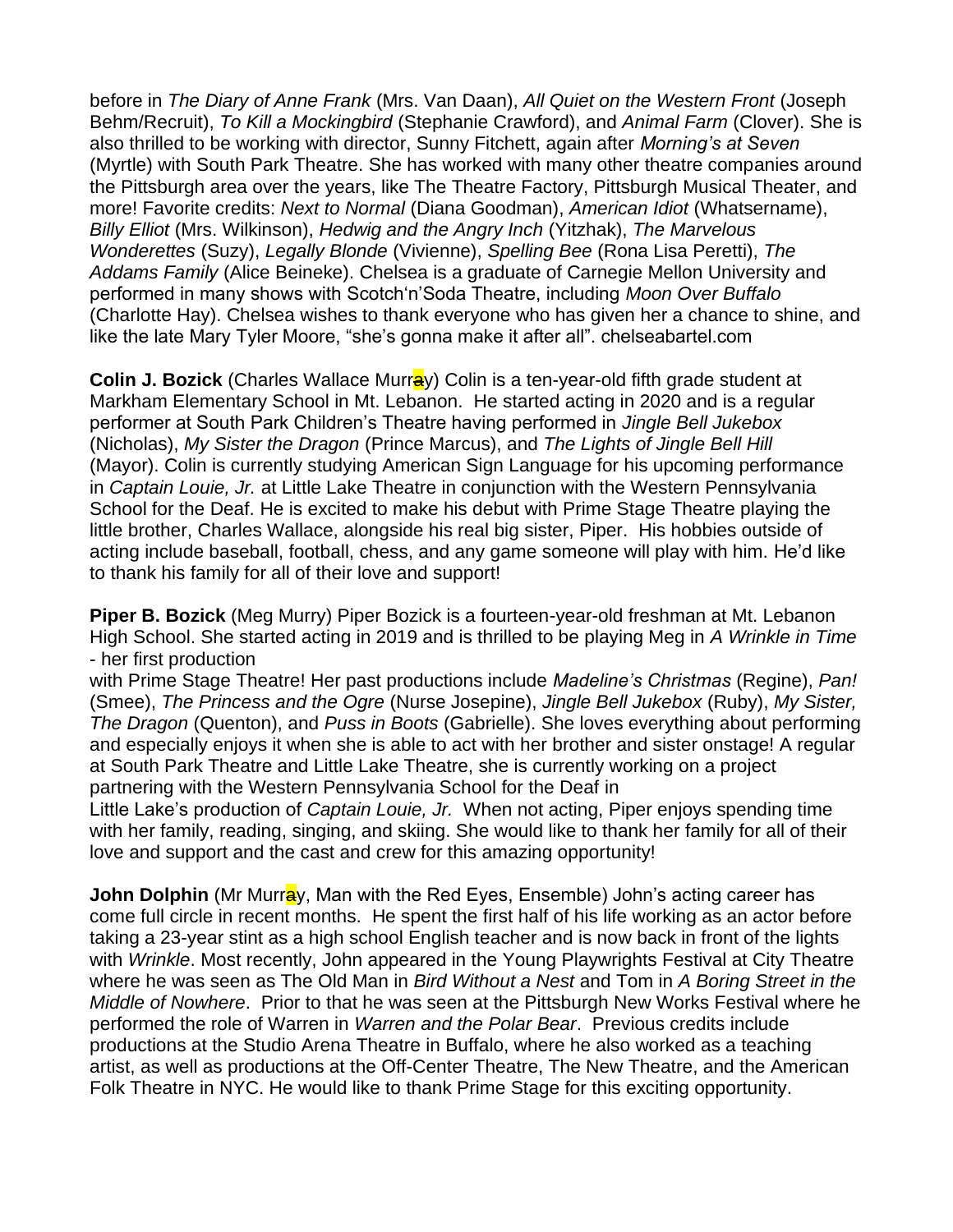before in *The Diary of Anne Frank* (Mrs. Van Daan), *All Quiet on the Western Front* (Joseph Behm/Recruit), *To Kill a Mockingbird* (Stephanie Crawford), and *Animal Farm* (Clover). She is also thrilled to be working with director, Sunny Fitchett, again after *Morning's at Seven* (Myrtle) with South Park Theatre. She has worked with many other theatre companies around the Pittsburgh area over the years, like The Theatre Factory, Pittsburgh Musical Theater, and more! Favorite credits: *Next to Normal* (Diana Goodman), *American Idiot* (Whatsername), *Billy Elliot* (Mrs. Wilkinson), *Hedwig and the Angry Inch* (Yitzhak), *The Marvelous Wonderettes* (Suzy), *Legally Blonde* (Vivienne), *Spelling Bee* (Rona Lisa Peretti), *The Addams Family* (Alice Beineke). Chelsea is a graduate of Carnegie Mellon University and performed in many shows with Scotch'n'Soda Theatre, including *Moon Over Buffalo* (Charlotte Hay). Chelsea wishes to thank everyone who has given her a chance to shine, and like the late Mary Tyler Moore, "she's gonna make it after all". chelseabartel.com

**Colin J. Bozick** (Charles Wallace Murray) Colin is a ten-year-old fifth grade student at Markham Elementary School in Mt. Lebanon. He started acting in 2020 and is a regular performer at South Park Children's Theatre having performed in *Jingle Bell Jukebox* (Nicholas), *My Sister the Dragon* (Prince Marcus), and *The Lights of Jingle Bell Hill* (Mayor). Colin is currently studying American Sign Language for his upcoming performance in *Captain Louie, Jr.* at Little Lake Theatre in conjunction with the Western Pennsylvania School for the Deaf. He is excited to make his debut with Prime Stage Theatre playing the little brother, Charles Wallace, alongside his real big sister, Piper. His hobbies outside of acting include baseball, football, chess, and any game someone will play with him. He'd like to thank his family for all of their love and support!

**Piper B. Bozick** (Meg Murry) Piper Bozick is a fourteen-year-old freshman at Mt. Lebanon High School. She started acting in 2019 and is thrilled to be playing Meg in *A Wrinkle in Time* - her first production with Prime Stage Theatre! Her past productions include *Madeline's Christmas* (Regine), *Pan!* (Smee), *The Princess and the Ogre* (Nurse Josepine), *Jingle Bell Jukebox* (Ruby), *My Sister, The Dragon* (Quenton), and *Puss in Boots* (Gabrielle). She loves everything about performing and especially enjoys it when she is able to act with her brother and sister onstage! A regular at South Park Theatre and Little Lake Theatre, she is currently working on a project partnering with the Western Pennsylvania School for the Deaf in Little Lake's production of *Captain Louie, Jr.* When not acting, Piper enjoys spending time with her family, reading, singing, and skiing. She would like to thank her family for all of their love and support and the cast and crew for this amazing opportunity!

**John Dolphin** (Mr Murray, Man with the Red Eyes, Ensemble) John's acting career has come full circle in recent months. He spent the first half of his life working as an actor before taking a 23-year stint as a high school English teacher and is now back in front of the lights with *Wrinkle*. Most recently, John appeared in the Young Playwrights Festival at City Theatre where he was seen as The Old Man in *Bird Without a Nest* and Tom in *A Boring Street in the Middle of Nowhere*. Prior to that he was seen at the Pittsburgh New Works Festival where he performed the role of Warren in *Warren and the Polar Bear*. Previous credits include productions at the Studio Arena Theatre in Buffalo, where he also worked as a teaching artist, as well as productions at the Off-Center Theatre, The New Theatre, and the American Folk Theatre in NYC. He would like to thank Prime Stage for this exciting opportunity.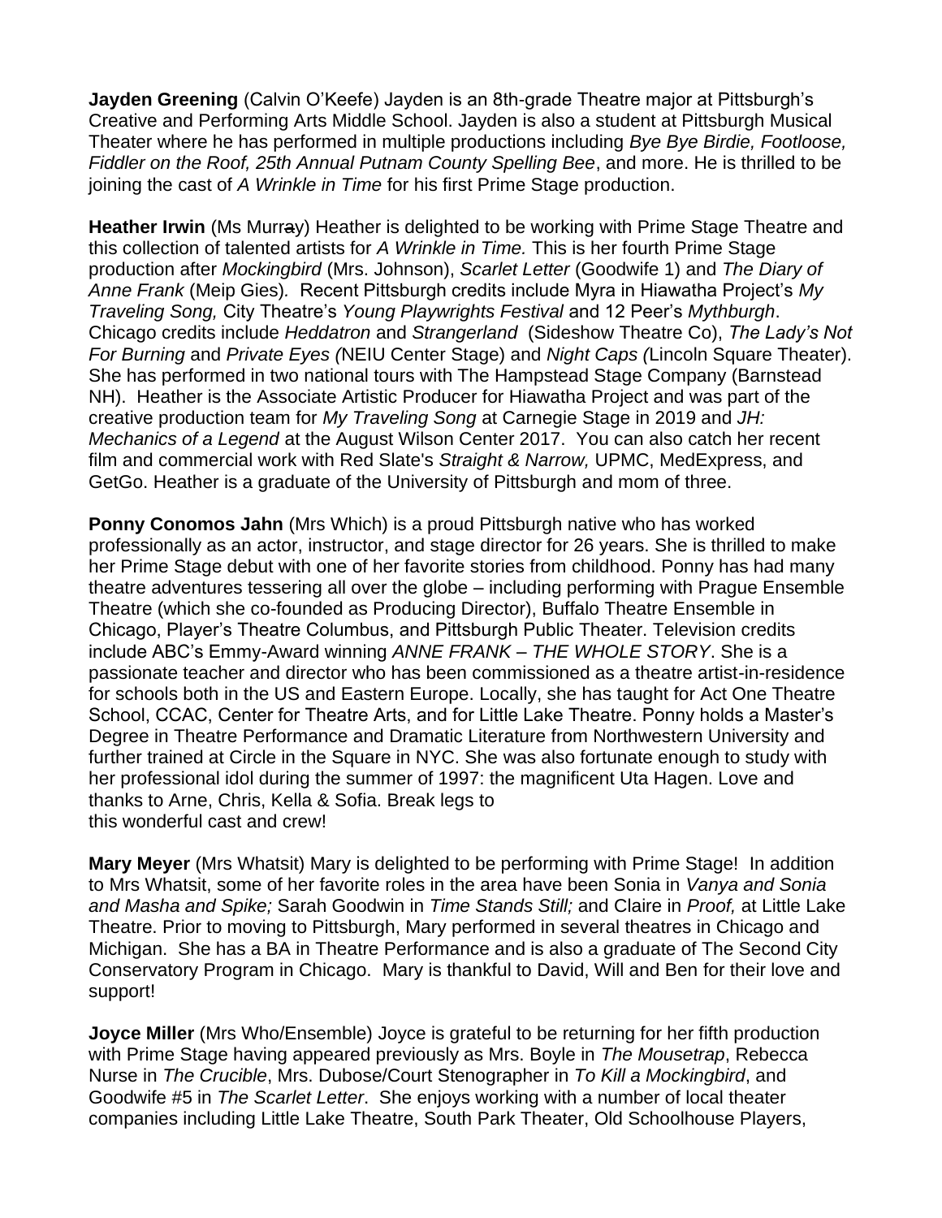**Jayden Greening** (Calvin O'Keefe) Jayden is an 8th-grade Theatre major at Pittsburgh's Creative and Performing Arts Middle School. Jayden is also a student at Pittsburgh Musical Theater where he has performed in multiple productions including *Bye Bye Birdie, Footloose, Fiddler on the Roof, 25th Annual Putnam County Spelling Bee*, and more. He is thrilled to be joining the cast of *A Wrinkle in Time* for his first Prime Stage production.

**Heather Irwin** (Ms Murray) Heather is delighted to be working with Prime Stage Theatre and this collection of talented artists for *A Wrinkle in Time.* This is her fourth Prime Stage production after *Mockingbird* (Mrs. Johnson), *Scarlet Letter* (Goodwife 1) and *The Diary of Anne Frank* (Meip Gies). Recent Pittsburgh credits include Myra in Hiawatha Project's *My Traveling Song,* City Theatre's *Young Playwrights Festival* and 12 Peer's *Mythburgh*. Chicago credits include *Heddatron* and *Strangerland* (Sideshow Theatre Co), *The Lady's Not For Burning* and *Private Eyes (*NEIU Center Stage) and *Night Caps (*Lincoln Square Theater). She has performed in two national tours with The Hampstead Stage Company (Barnstead NH). Heather is the Associate Artistic Producer for Hiawatha Project and was part of the creative production team for *My Traveling Song* at Carnegie Stage in 2019 and *JH: Mechanics of a Legend* at the August Wilson Center 2017. You can also catch her recent film and commercial work with Red Slate's *Straight & Narrow,* UPMC, MedExpress, and GetGo. Heather is a graduate of the University of Pittsburgh and mom of three.

**Ponny Conomos Jahn** (Mrs Which) is a proud Pittsburgh native who has worked professionally as an actor, instructor, and stage director for 26 years. She is thrilled to make her Prime Stage debut with one of her favorite stories from childhood. Ponny has had many theatre adventures tessering all over the globe – including performing with Prague Ensemble Theatre (which she co-founded as Producing Director), Buffalo Theatre Ensemble in Chicago, Player's Theatre Columbus, and Pittsburgh Public Theater. Television credits include ABC's Emmy-Award winning *ANNE FRANK – THE WHOLE STORY*. She is a passionate teacher and director who has been commissioned as a theatre artist-in-residence for schools both in the US and Eastern Europe. Locally, she has taught for Act One Theatre School, CCAC, Center for Theatre Arts, and for Little Lake Theatre. Ponny holds a Master's Degree in Theatre Performance and Dramatic Literature from Northwestern University and further trained at Circle in the Square in NYC. She was also fortunate enough to study with her professional idol during the summer of 1997: the magnificent Uta Hagen. Love and thanks to Arne, Chris, Kella & Sofia. Break legs to
this wonderful cast and crew!

**Mary Meyer** (Mrs Whatsit) Mary is delighted to be performing with Prime Stage! In addition to Mrs Whatsit, some of her favorite roles in the area have been Sonia in *Vanya and Sonia and Masha and Spike;* Sarah Goodwin in *Time Stands Still;* and Claire in *Proof,* at Little Lake Theatre. Prior to moving to Pittsburgh, Mary performed in several theatres in Chicago and Michigan. She has a BA in Theatre Performance and is also a graduate of The Second City Conservatory Program in Chicago. Mary is thankful to David, Will and Ben for their love and support!

**Joyce Miller** (Mrs Who/Ensemble) Joyce is grateful to be returning for her fifth production with Prime Stage having appeared previously as Mrs. Boyle in *The Mousetrap*, Rebecca Nurse in *The Crucible*, Mrs. Dubose/Court Stenographer in *To Kill a Mockingbird*, and Goodwife #5 in *The Scarlet Letter*. She enjoys working with a number of local theater companies including Little Lake Theatre, South Park Theater, Old Schoolhouse Players,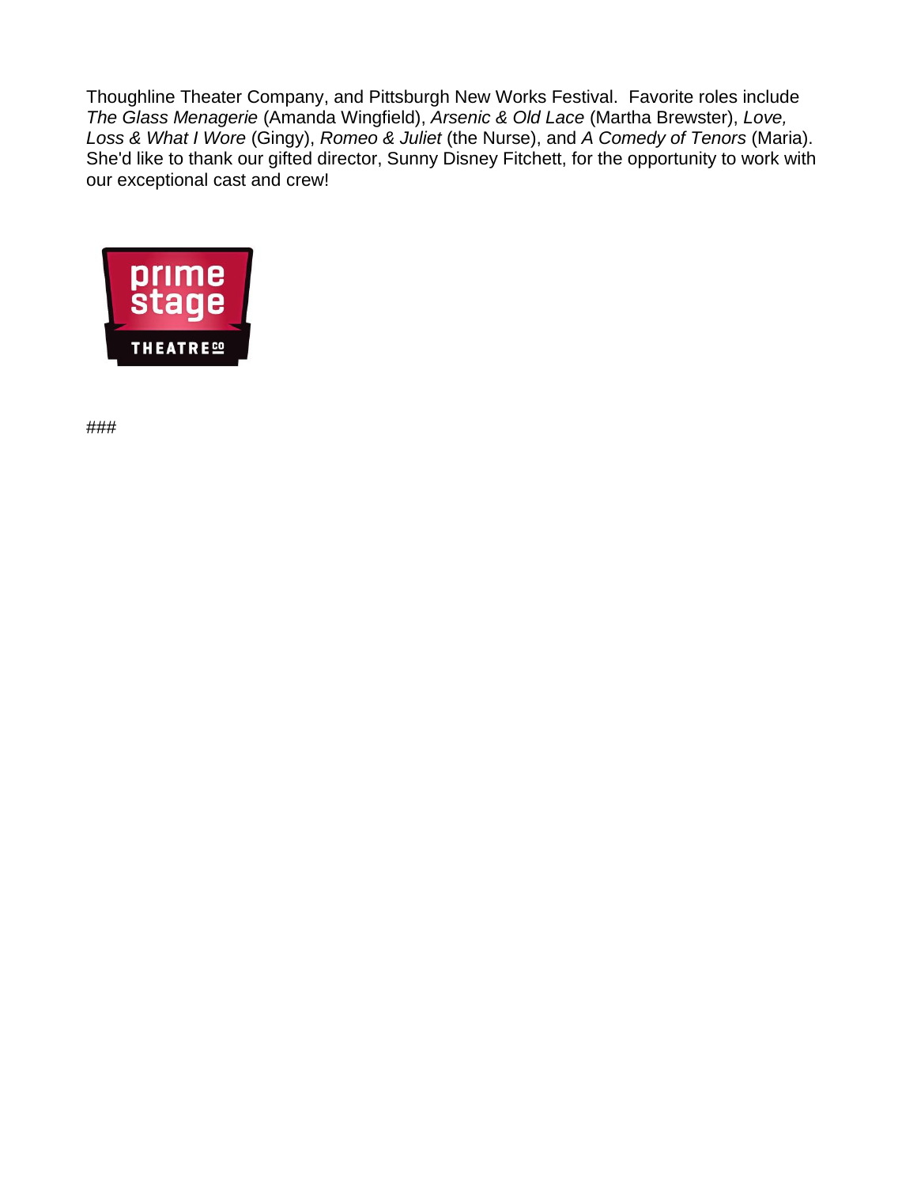Thoughline Theater Company, and Pittsburgh New Works Festival.  Favorite roles include *The Glass Menagerie* (Amanda Wingfield), *Arsenic & Old Lace* (Martha Brewster), *Love, Loss & What I Wore* (Gingy), *Romeo & Juliet* (the Nurse), and *A Comedy of Tenors* (Maria). She'd like to thank our gifted director, Sunny Disney Fitchett, for the opportunity to work with our exceptional cast and crew!

prime stage THEATRE CO

###